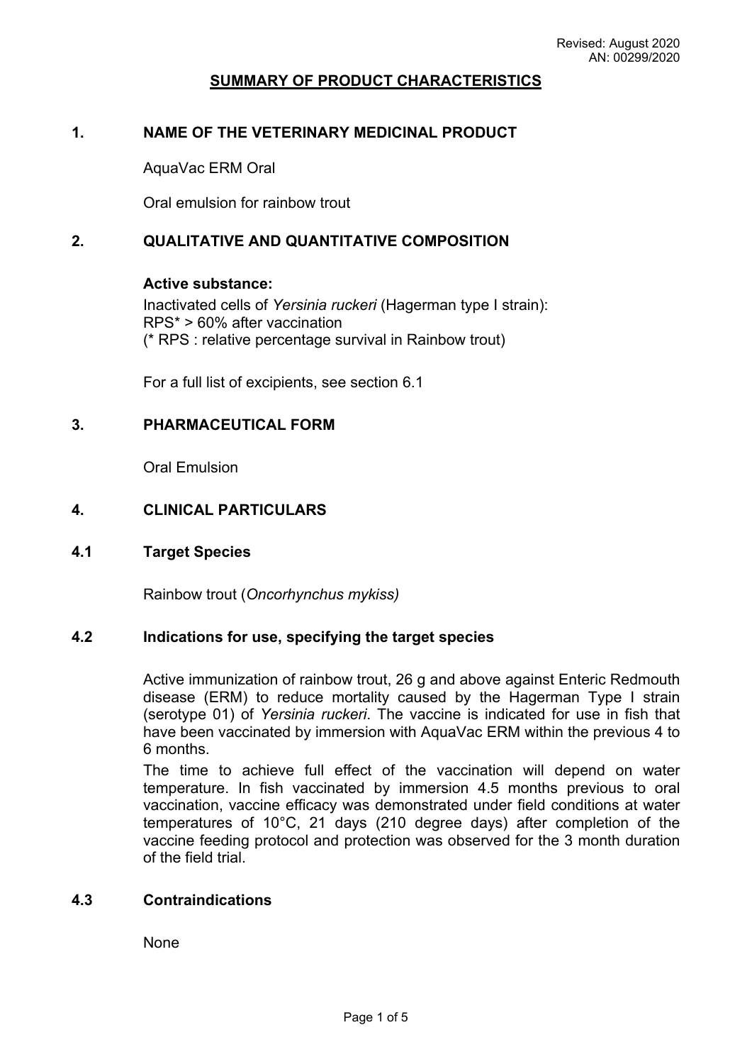Revised: August 2020
AN: 00299/2020

# SUMMARY OF PRODUCT CHARACTERISTICS

## 1. NAME OF THE VETERINARY MEDICINAL PRODUCT

AquaVac ERM Oral

Oral emulsion for rainbow trout

## 2. QUALITATIVE AND QUANTITATIVE COMPOSITION

**Active substance:**

Inactivated cells of *Yersinia ruckeri* (Hagerman type I strain):
RPS* > 60% after vaccination
(* RPS : relative percentage survival in Rainbow trout)

For a full list of excipients, see section 6.1

## 3. PHARMACEUTICAL FORM

Oral Emulsion

## 4. CLINICAL PARTICULARS

### 4.1 Target Species

Rainbow trout (*Oncorhynchus mykiss)*

### 4.2 Indications for use, specifying the target species

Active immunization of rainbow trout, 26 g and above against Enteric Redmouth disease (ERM) to reduce mortality caused by the Hagerman Type I strain (serotype 01) of *Yersinia ruckeri*. The vaccine is indicated for use in fish that have been vaccinated by immersion with AquaVac ERM within the previous 4 to 6 months.

The time to achieve full effect of the vaccination will depend on water temperature. In fish vaccinated by immersion 4.5 months previous to oral vaccination, vaccine efficacy was demonstrated under field conditions at water temperatures of 10°C, 21 days (210 degree days) after completion of the vaccine feeding protocol and protection was observed for the 3 month duration of the field trial.

### 4.3 Contraindications

None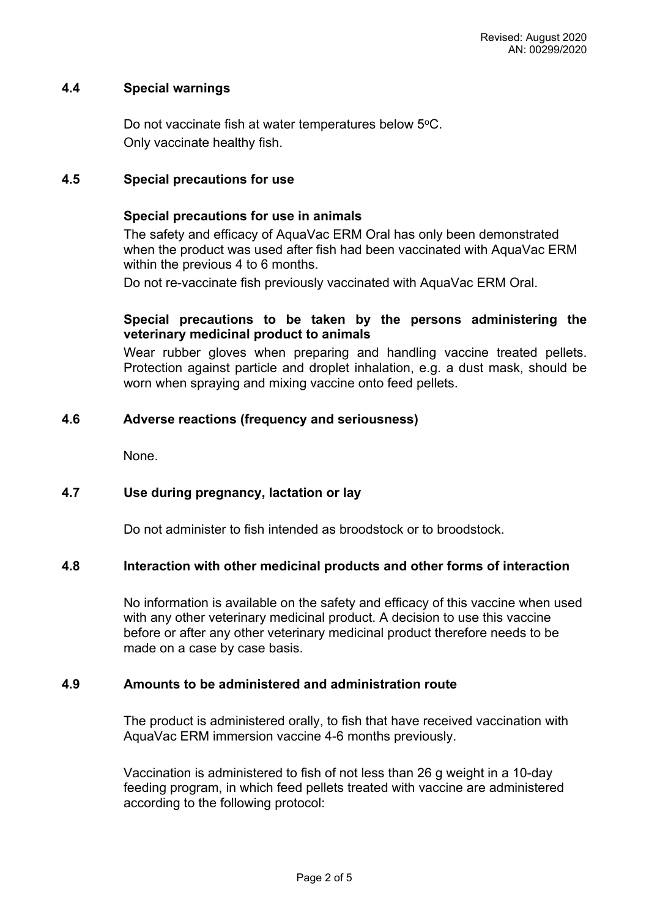## 4.4 Special warnings

Do not vaccinate fish at water temperatures below 5°C.
Only vaccinate healthy fish.

## 4.5 Special precautions for use

**Special precautions for use in animals**

The safety and efficacy of AquaVac ERM Oral has only been demonstrated when the product was used after fish had been vaccinated with AquaVac ERM within the previous 4 to 6 months.

Do not re-vaccinate fish previously vaccinated with AquaVac ERM Oral.

**Special precautions to be taken by the persons administering the veterinary medicinal product to animals**

Wear rubber gloves when preparing and handling vaccine treated pellets. Protection against particle and droplet inhalation, e.g. a dust mask, should be worn when spraying and mixing vaccine onto feed pellets.

## 4.6 Adverse reactions (frequency and seriousness)

None.

## 4.7 Use during pregnancy, lactation or lay

Do not administer to fish intended as broodstock or to broodstock.

## 4.8 Interaction with other medicinal products and other forms of interaction

No information is available on the safety and efficacy of this vaccine when used with any other veterinary medicinal product. A decision to use this vaccine before or after any other veterinary medicinal product therefore needs to be made on a case by case basis.

## 4.9 Amounts to be administered and administration route

The product is administered orally, to fish that have received vaccination with AquaVac ERM immersion vaccine 4-6 months previously.

Vaccination is administered to fish of not less than 26 g weight in a 10-day feeding program, in which feed pellets treated with vaccine are administered according to the following protocol: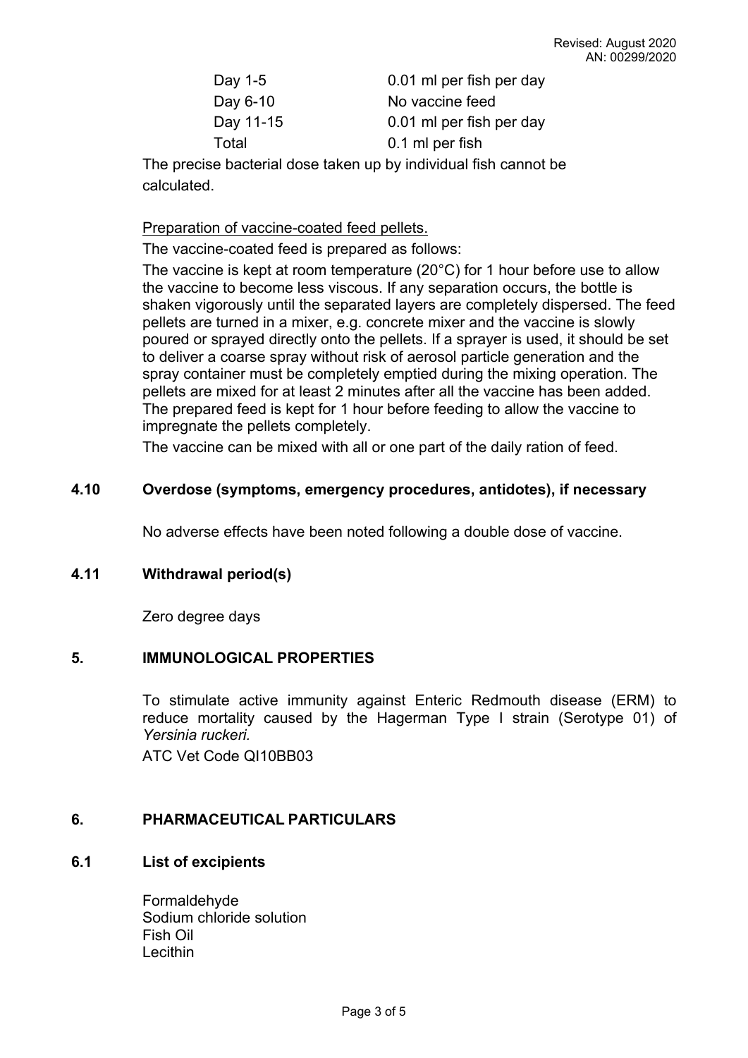| | |
|---|---|
| Day 1-5 | 0.01 ml per fish per day |
| Day 6-10 | No vaccine feed |
| Day 11-15 | 0.01 ml per fish per day |
| Total | 0.1 ml per fish |

The precise bacterial dose taken up by individual fish cannot be calculated.

Preparation of vaccine-coated feed pellets.

The vaccine-coated feed is prepared as follows:

The vaccine is kept at room temperature (20°C) for 1 hour before use to allow the vaccine to become less viscous. If any separation occurs, the bottle is shaken vigorously until the separated layers are completely dispersed. The feed pellets are turned in a mixer, e.g. concrete mixer and the vaccine is slowly poured or sprayed directly onto the pellets. If a sprayer is used, it should be set to deliver a coarse spray without risk of aerosol particle generation and the spray container must be completely emptied during the mixing operation. The pellets are mixed for at least 2 minutes after all the vaccine has been added. The prepared feed is kept for 1 hour before feeding to allow the vaccine to impregnate the pellets completely.

The vaccine can be mixed with all or one part of the daily ration of feed.

### 4.10 Overdose (symptoms, emergency procedures, antidotes), if necessary

No adverse effects have been noted following a double dose of vaccine.

### 4.11 Withdrawal period(s)

Zero degree days

## 5. IMMUNOLOGICAL PROPERTIES

To stimulate active immunity against Enteric Redmouth disease (ERM) to reduce mortality caused by the Hagerman Type I strain (Serotype 01) of *Yersinia ruckeri.*

ATC Vet Code QI10BB03

## 6. PHARMACEUTICAL PARTICULARS

### 6.1 List of excipients

Formaldehyde
Sodium chloride solution
Fish Oil
Lecithin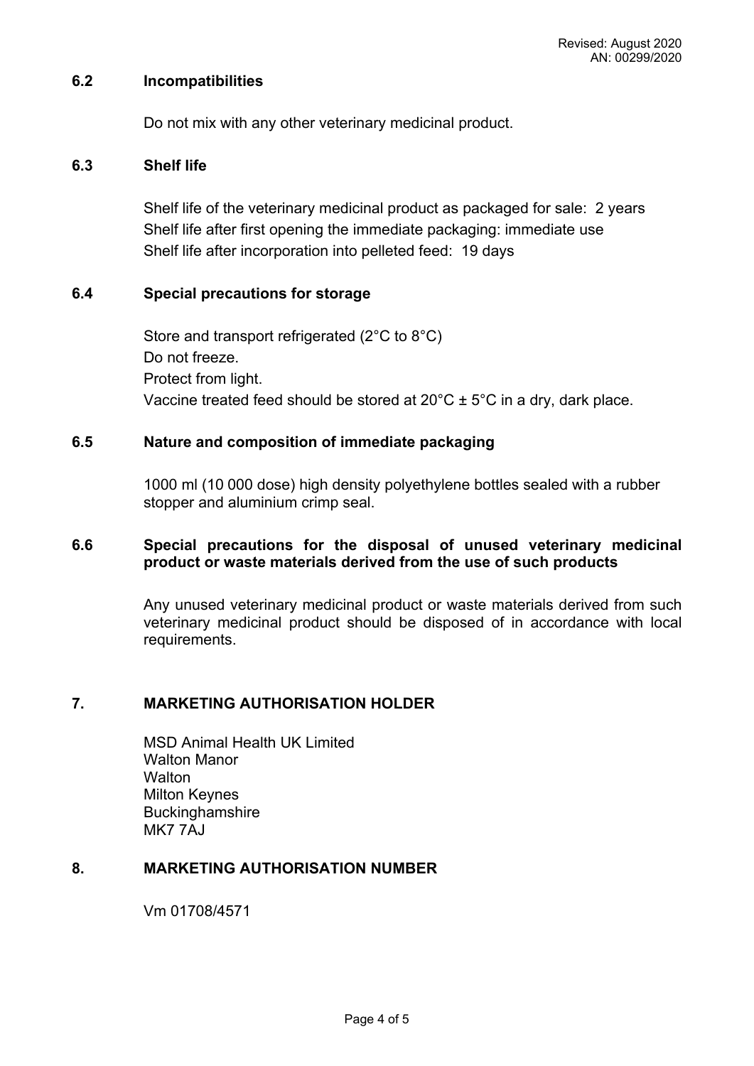### 6.2 Incompatibilities

Do not mix with any other veterinary medicinal product.

### 6.3 Shelf life

Shelf life of the veterinary medicinal product as packaged for sale: 2 years
Shelf life after first opening the immediate packaging: immediate use
Shelf life after incorporation into pelleted feed: 19 days

### 6.4 Special precautions for storage

Store and transport refrigerated (2°C to 8°C)
Do not freeze.
Protect from light.
Vaccine treated feed should be stored at 20°C ± 5°C in a dry, dark place.

### 6.5 Nature and composition of immediate packaging

1000 ml (10 000 dose) high density polyethylene bottles sealed with a rubber stopper and aluminium crimp seal.

### 6.6 Special precautions for the disposal of unused veterinary medicinal product or waste materials derived from the use of such products

Any unused veterinary medicinal product or waste materials derived from such veterinary medicinal product should be disposed of in accordance with local requirements.

## 7. MARKETING AUTHORISATION HOLDER

MSD Animal Health UK Limited
Walton Manor
Walton
Milton Keynes
Buckinghamshire
MK7 7AJ

## 8. MARKETING AUTHORISATION NUMBER

Vm 01708/4571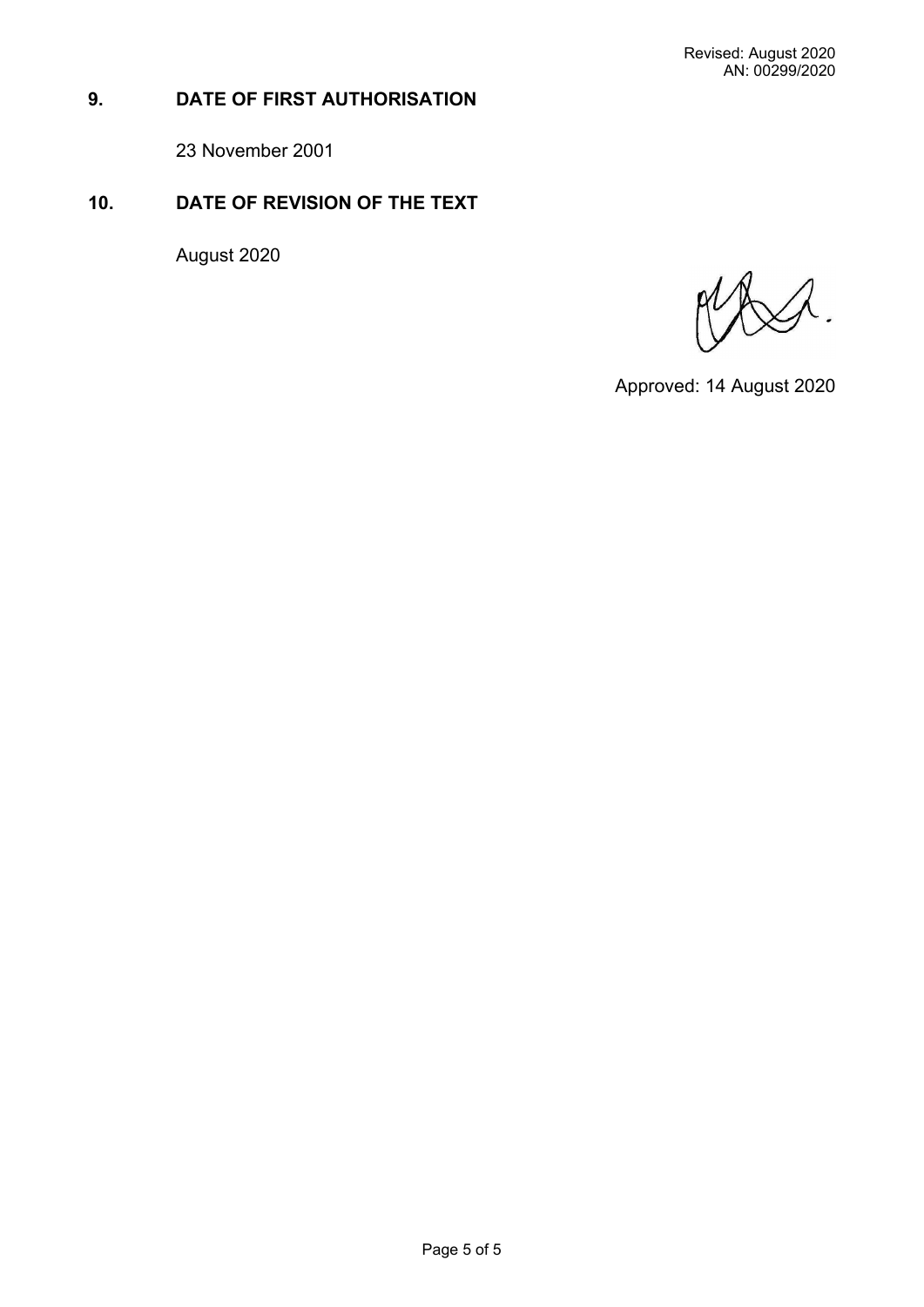## 9. DATE OF FIRST AUTHORISATION

23 November 2001

## 10. DATE OF REVISION OF THE TEXT

August 2020

Approved: 14 August 2020